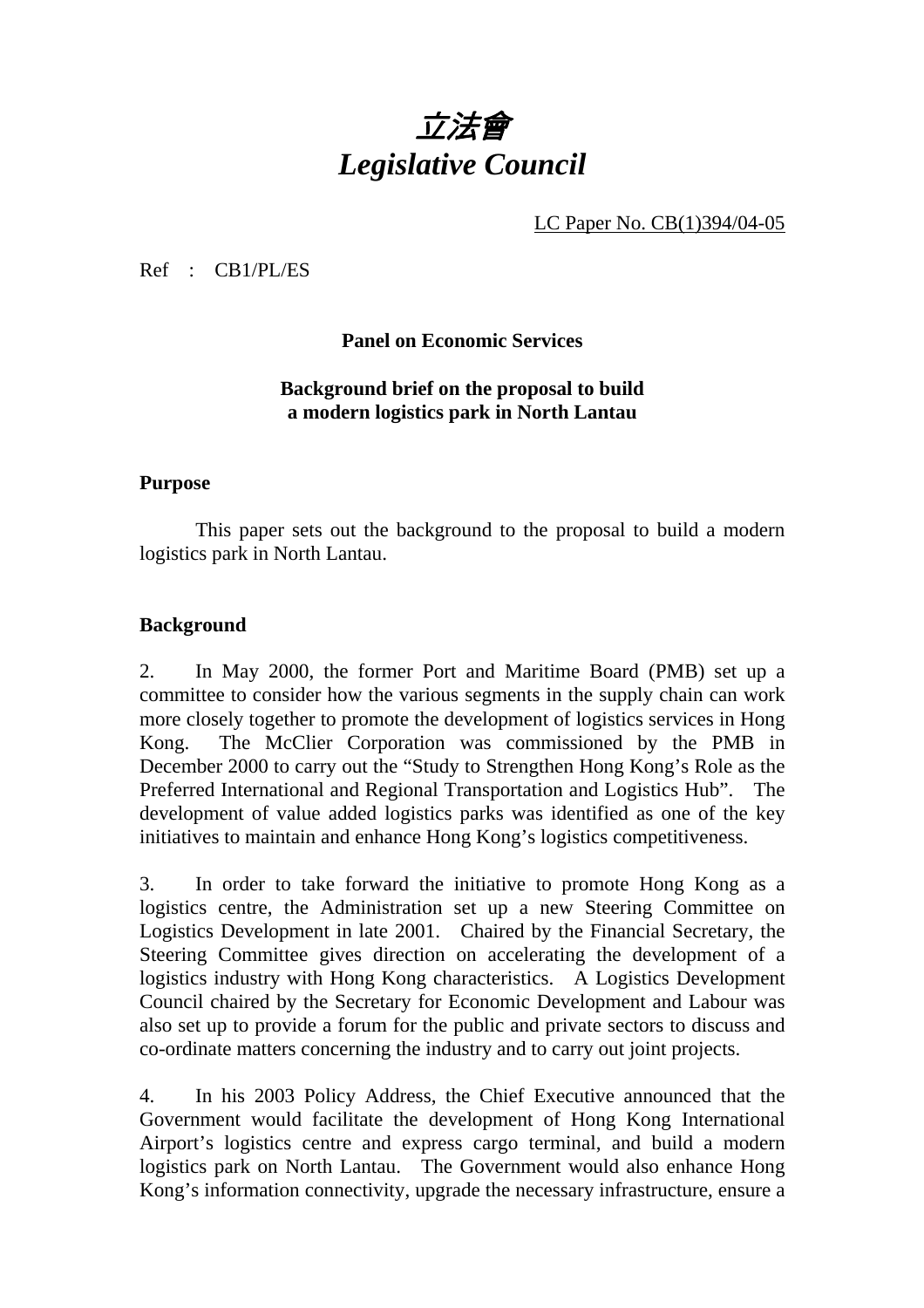# *立法會*
# *Legislative Council*

LC Paper No. CB(1)394/04-05

Ref : CB1/PL/ES

**Panel on Economic Services**

**Background brief on the proposal to build a modern logistics park in North Lantau**

**Purpose**

This paper sets out the background to the proposal to build a modern logistics park in North Lantau.

**Background**

2. In May 2000, the former Port and Maritime Board (PMB) set up a committee to consider how the various segments in the supply chain can work more closely together to promote the development of logistics services in Hong Kong. The McClier Corporation was commissioned by the PMB in December 2000 to carry out the "Study to Strengthen Hong Kong's Role as the Preferred International and Regional Transportation and Logistics Hub". The development of value added logistics parks was identified as one of the key initiatives to maintain and enhance Hong Kong's logistics competitiveness.

3. In order to take forward the initiative to promote Hong Kong as a logistics centre, the Administration set up a new Steering Committee on Logistics Development in late 2001. Chaired by the Financial Secretary, the Steering Committee gives direction on accelerating the development of a logistics industry with Hong Kong characteristics. A Logistics Development Council chaired by the Secretary for Economic Development and Labour was also set up to provide a forum for the public and private sectors to discuss and co-ordinate matters concerning the industry and to carry out joint projects.

4. In his 2003 Policy Address, the Chief Executive announced that the Government would facilitate the development of Hong Kong International Airport's logistics centre and express cargo terminal, and build a modern logistics park on North Lantau. The Government would also enhance Hong Kong's information connectivity, upgrade the necessary infrastructure, ensure a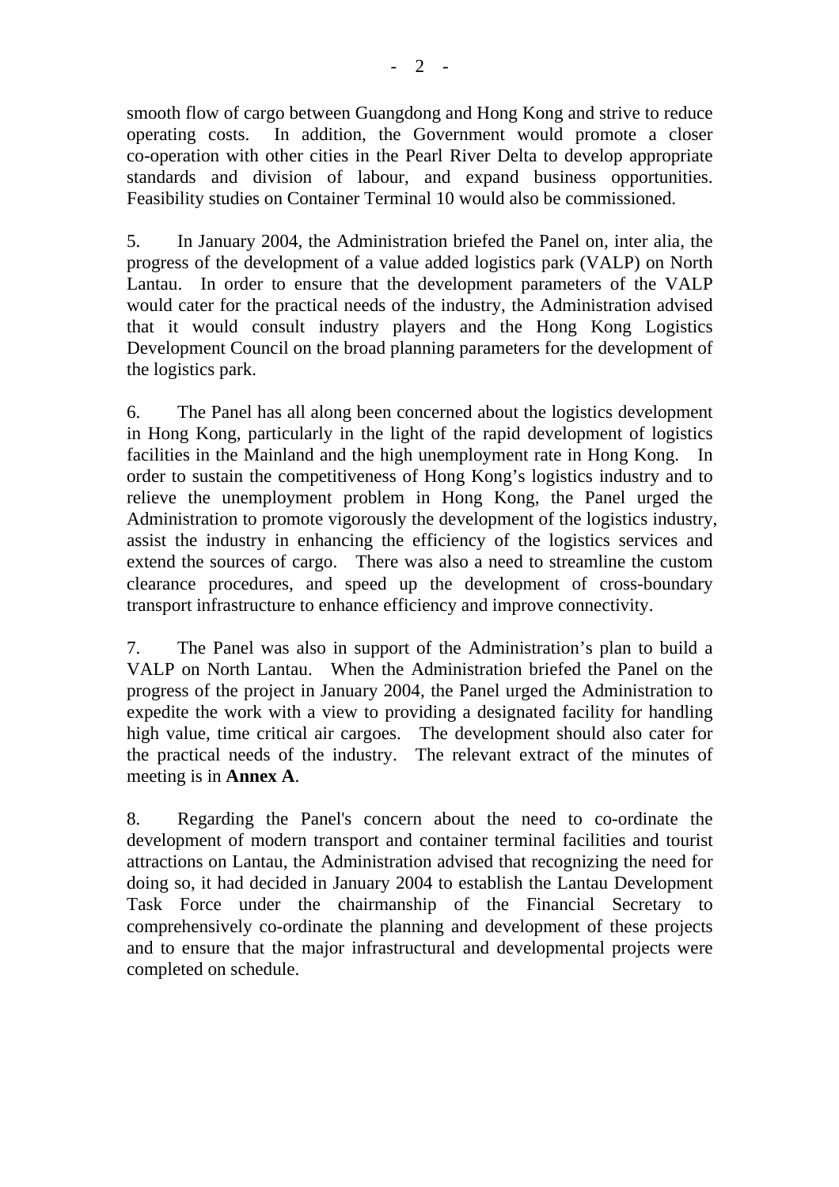smooth flow of cargo between Guangdong and Hong Kong and strive to reduce operating costs. In addition, the Government would promote a closer co-operation with other cities in the Pearl River Delta to develop appropriate standards and division of labour, and expand business opportunities. Feasibility studies on Container Terminal 10 would also be commissioned.

5. In January 2004, the Administration briefed the Panel on, inter alia, the progress of the development of a value added logistics park (VALP) on North Lantau. In order to ensure that the development parameters of the VALP would cater for the practical needs of the industry, the Administration advised that it would consult industry players and the Hong Kong Logistics Development Council on the broad planning parameters for the development of the logistics park.

6. The Panel has all along been concerned about the logistics development in Hong Kong, particularly in the light of the rapid development of logistics facilities in the Mainland and the high unemployment rate in Hong Kong. In order to sustain the competitiveness of Hong Kong's logistics industry and to relieve the unemployment problem in Hong Kong, the Panel urged the Administration to promote vigorously the development of the logistics industry, assist the industry in enhancing the efficiency of the logistics services and extend the sources of cargo. There was also a need to streamline the custom clearance procedures, and speed up the development of cross-boundary transport infrastructure to enhance efficiency and improve connectivity.

7. The Panel was also in support of the Administration's plan to build a VALP on North Lantau. When the Administration briefed the Panel on the progress of the project in January 2004, the Panel urged the Administration to expedite the work with a view to providing a designated facility for handling high value, time critical air cargoes. The development should also cater for the practical needs of the industry. The relevant extract of the minutes of meeting is in **Annex A**.

8. Regarding the Panel's concern about the need to co-ordinate the development of modern transport and container terminal facilities and tourist attractions on Lantau, the Administration advised that recognizing the need for doing so, it had decided in January 2004 to establish the Lantau Development Task Force under the chairmanship of the Financial Secretary to comprehensively co-ordinate the planning and development of these projects and to ensure that the major infrastructural and developmental projects were completed on schedule.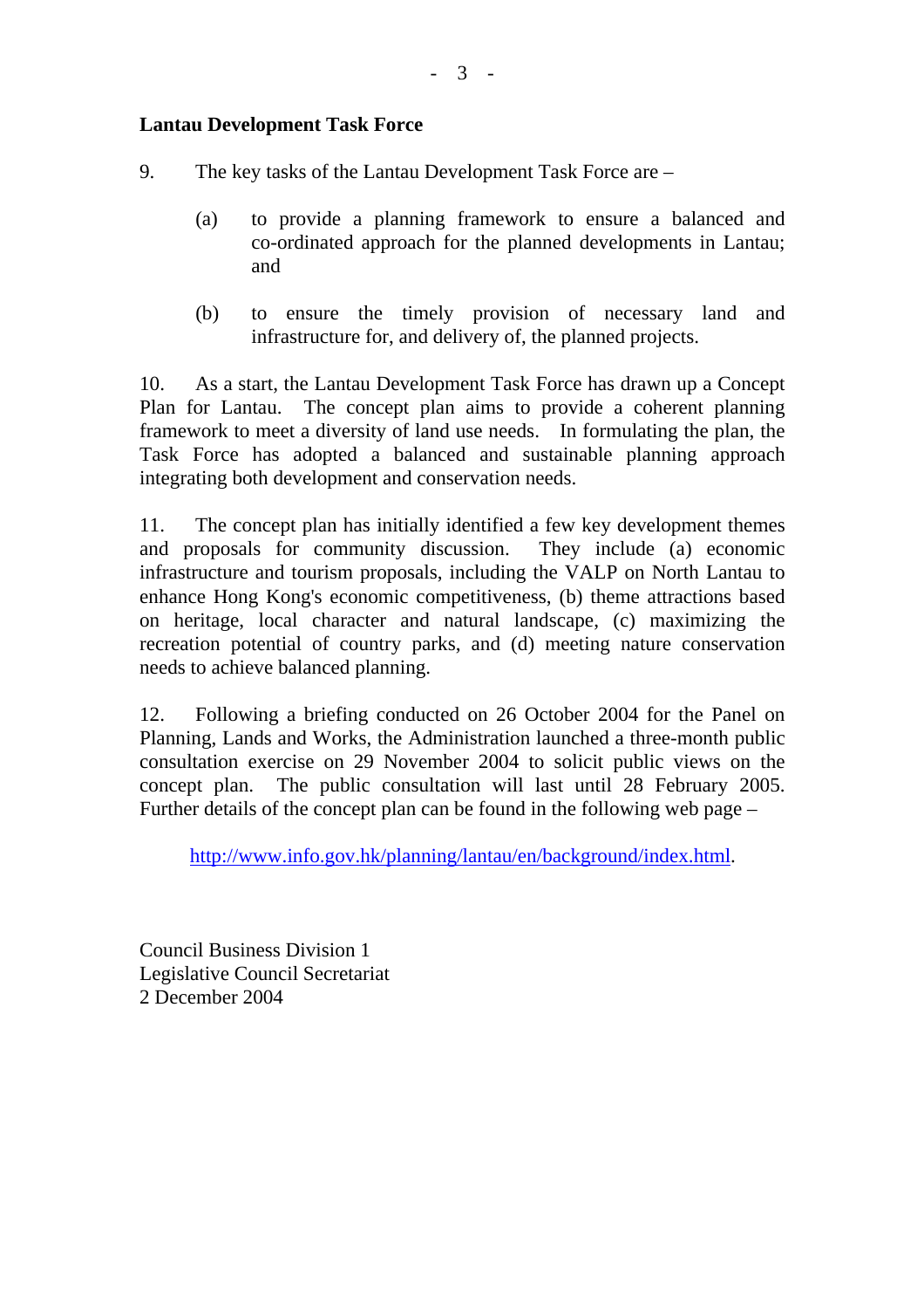**Lantau Development Task Force**

9. The key tasks of the Lantau Development Task Force are –

(a) to provide a planning framework to ensure a balanced and co-ordinated approach for the planned developments in Lantau; and

(b) to ensure the timely provision of necessary land and infrastructure for, and delivery of, the planned projects.

10. As a start, the Lantau Development Task Force has drawn up a Concept Plan for Lantau. The concept plan aims to provide a coherent planning framework to meet a diversity of land use needs. In formulating the plan, the Task Force has adopted a balanced and sustainable planning approach integrating both development and conservation needs.

11. The concept plan has initially identified a few key development themes and proposals for community discussion. They include (a) economic infrastructure and tourism proposals, including the VALP on North Lantau to enhance Hong Kong's economic competitiveness, (b) theme attractions based on heritage, local character and natural landscape, (c) maximizing the recreation potential of country parks, and (d) meeting nature conservation needs to achieve balanced planning.

12. Following a briefing conducted on 26 October 2004 for the Panel on Planning, Lands and Works, the Administration launched a three-month public consultation exercise on 29 November 2004 to solicit public views on the concept plan. The public consultation will last until 28 February 2005. Further details of the concept plan can be found in the following web page –

http://www.info.gov.hk/planning/lantau/en/background/index.html.

Council Business Division 1
Legislative Council Secretariat
2 December 2004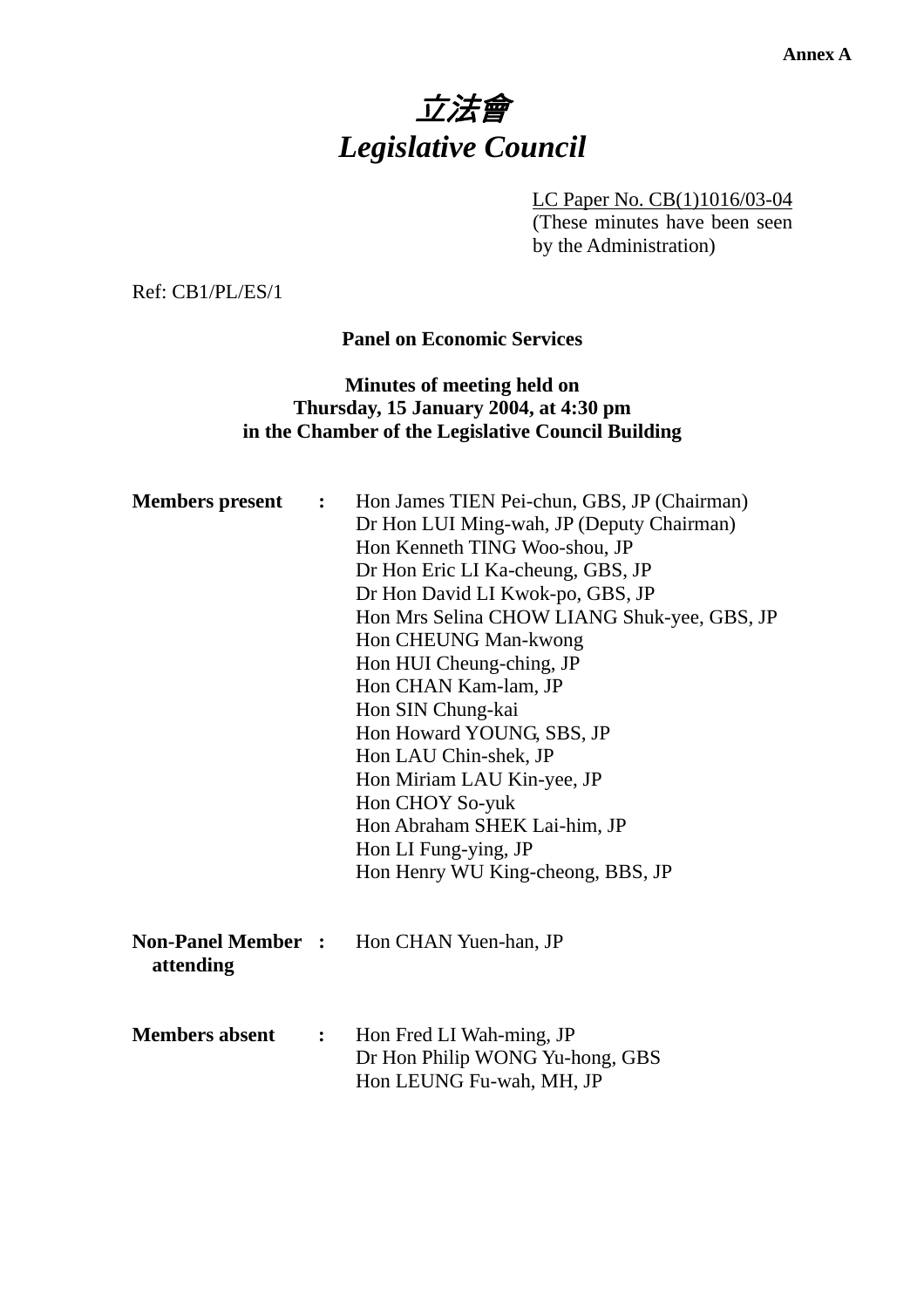**Annex A**

# *立法會*
# *Legislative Council*

LC Paper No. CB(1)1016/03-04
(These minutes have been seen by the Administration)

Ref: CB1/PL/ES/1

**Panel on Economic Services**

**Minutes of meeting held on**
**Thursday, 15 January 2004, at 4:30 pm**
**in the Chamber of the Legislative Council Building**

**Members present** : Hon James TIEN Pei-chun, GBS, JP (Chairman)
Dr Hon LUI Ming-wah, JP (Deputy Chairman)
Hon Kenneth TING Woo-shou, JP
Dr Hon Eric LI Ka-cheung, GBS, JP
Dr Hon David LI Kwok-po, GBS, JP
Hon Mrs Selina CHOW LIANG Shuk-yee, GBS, JP
Hon CHEUNG Man-kwong
Hon HUI Cheung-ching, JP
Hon CHAN Kam-lam, JP
Hon SIN Chung-kai
Hon Howard YOUNG, SBS, JP
Hon LAU Chin-shek, JP
Hon Miriam LAU Kin-yee, JP
Hon CHOY So-yuk
Hon Abraham SHEK Lai-him, JP
Hon LI Fung-ying, JP
Hon Henry WU King-cheong, BBS, JP

**Non-Panel Member attending** : Hon CHAN Yuen-han, JP

**Members absent** : Hon Fred LI Wah-ming, JP
Dr Hon Philip WONG Yu-hong, GBS
Hon LEUNG Fu-wah, MH, JP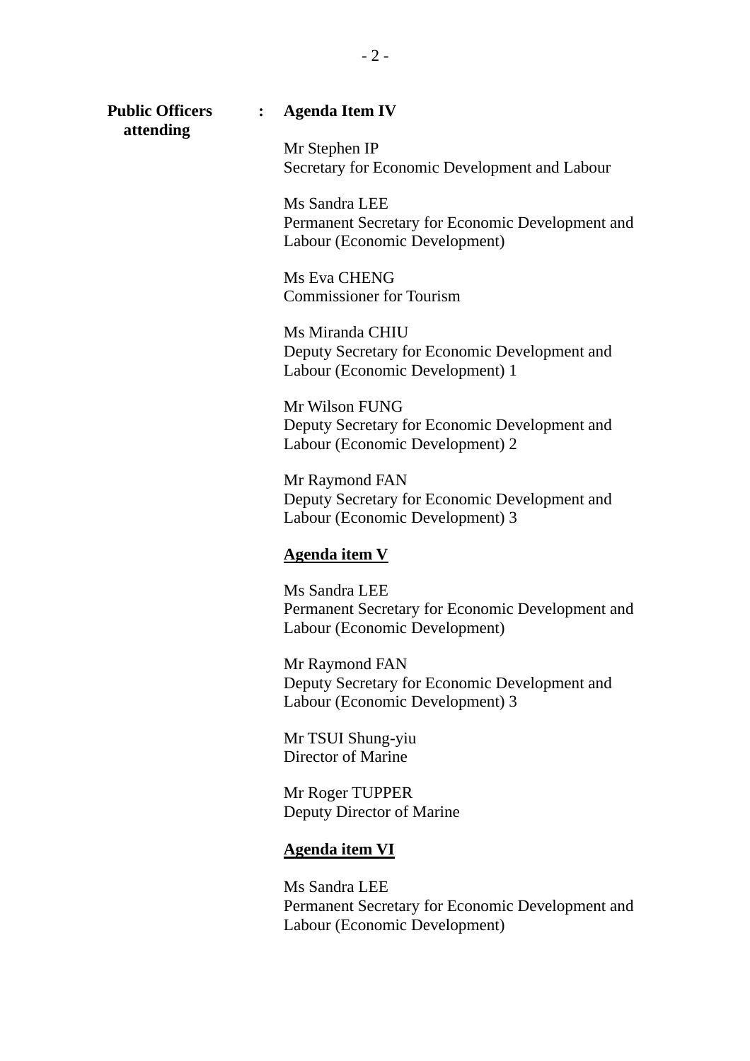**Public Officers attending** : **Agenda Item IV**

Mr Stephen IP
Secretary for Economic Development and Labour

Ms Sandra LEE
Permanent Secretary for Economic Development and Labour (Economic Development)

Ms Eva CHENG
Commissioner for Tourism

Ms Miranda CHIU
Deputy Secretary for Economic Development and Labour (Economic Development) 1

Mr Wilson FUNG
Deputy Secretary for Economic Development and Labour (Economic Development) 2

Mr Raymond FAN
Deputy Secretary for Economic Development and Labour (Economic Development) 3

**<u>Agenda item V</u>**

Ms Sandra LEE
Permanent Secretary for Economic Development and Labour (Economic Development)

Mr Raymond FAN
Deputy Secretary for Economic Development and Labour (Economic Development) 3

Mr TSUI Shung-yiu
Director of Marine

Mr Roger TUPPER
Deputy Director of Marine

**<u>Agenda item VI</u>**

Ms Sandra LEE
Permanent Secretary for Economic Development and Labour (Economic Development)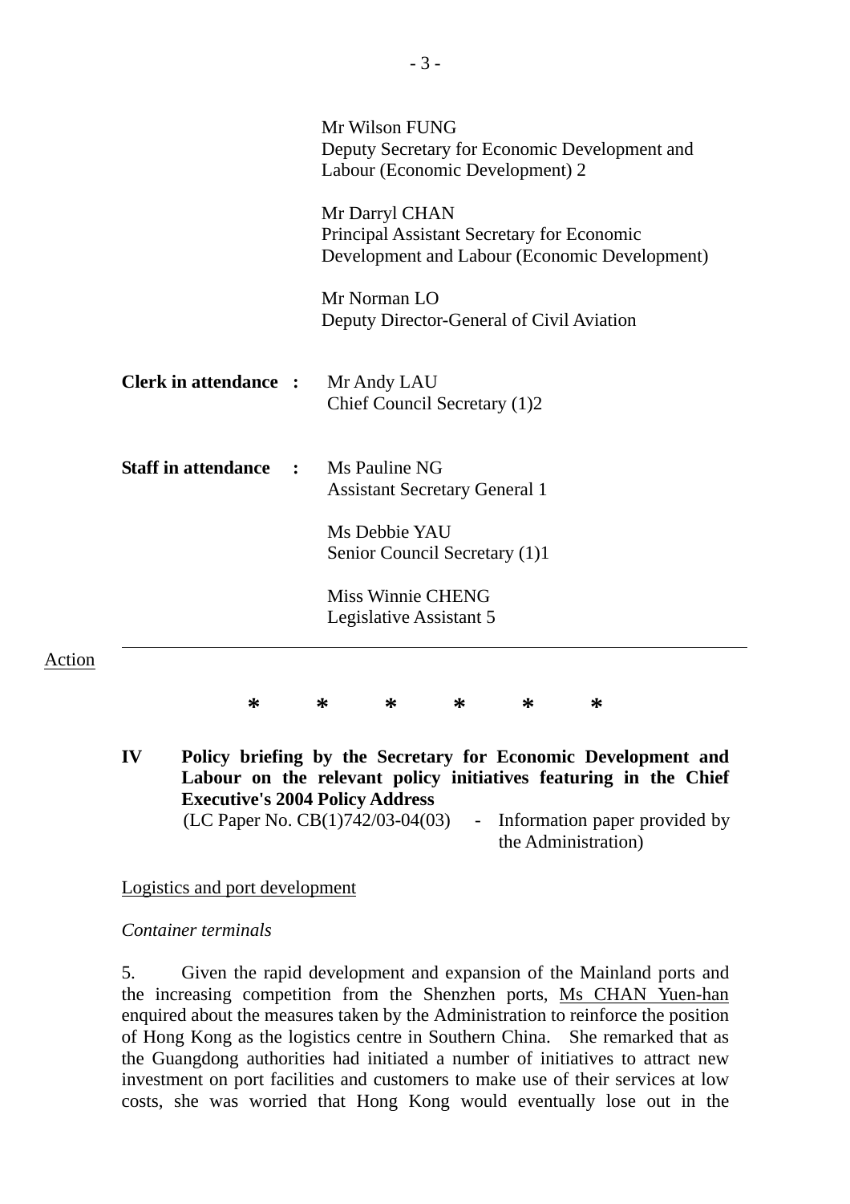Mr Wilson FUNG
Deputy Secretary for Economic Development and Labour (Economic Development) 2

Mr Darryl CHAN
Principal Assistant Secretary for Economic Development and Labour (Economic Development)

Mr Norman LO
Deputy Director-General of Civil Aviation

**Clerk in attendance :** Mr Andy LAU
Chief Council Secretary (1)2

**Staff in attendance :** Ms Pauline NG
Assistant Secretary General 1

Ms Debbie YAU
Senior Council Secretary (1)1

Miss Winnie CHENG
Legislative Assistant 5

---

Action

\* \* \* \* \* \*

**IV Policy briefing by the Secretary for Economic Development and Labour on the relevant policy initiatives featuring in the Chief Executive's 2004 Policy Address**

(LC Paper No. CB(1)742/03-04(03) - Information paper provided by the Administration)

Logistics and port development

*Container terminals*

5. Given the rapid development and expansion of the Mainland ports and the increasing competition from the Shenzhen ports, Ms CHAN Yuen-han enquired about the measures taken by the Administration to reinforce the position of Hong Kong as the logistics centre in Southern China. She remarked that as the Guangdong authorities had initiated a number of initiatives to attract new investment on port facilities and customers to make use of their services at low costs, she was worried that Hong Kong would eventually lose out in the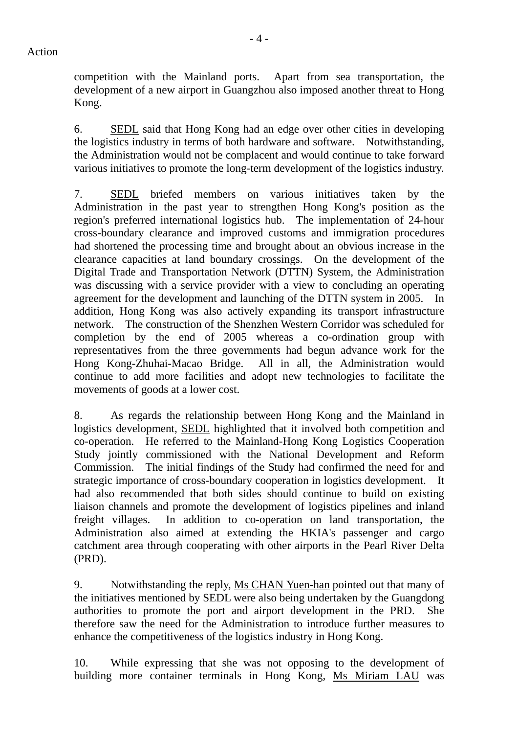Action

competition with the Mainland ports. Apart from sea transportation, the development of a new airport in Guangzhou also imposed another threat to Hong Kong.

6. SEDL said that Hong Kong had an edge over other cities in developing the logistics industry in terms of both hardware and software. Notwithstanding, the Administration would not be complacent and would continue to take forward various initiatives to promote the long-term development of the logistics industry.

7. SEDL briefed members on various initiatives taken by the Administration in the past year to strengthen Hong Kong's position as the region's preferred international logistics hub. The implementation of 24-hour cross-boundary clearance and improved customs and immigration procedures had shortened the processing time and brought about an obvious increase in the clearance capacities at land boundary crossings. On the development of the Digital Trade and Transportation Network (DTTN) System, the Administration was discussing with a service provider with a view to concluding an operating agreement for the development and launching of the DTTN system in 2005. In addition, Hong Kong was also actively expanding its transport infrastructure network. The construction of the Shenzhen Western Corridor was scheduled for completion by the end of 2005 whereas a co-ordination group with representatives from the three governments had begun advance work for the Hong Kong-Zhuhai-Macao Bridge. All in all, the Administration would continue to add more facilities and adopt new technologies to facilitate the movements of goods at a lower cost.

8. As regards the relationship between Hong Kong and the Mainland in logistics development, SEDL highlighted that it involved both competition and co-operation. He referred to the Mainland-Hong Kong Logistics Cooperation Study jointly commissioned with the National Development and Reform Commission. The initial findings of the Study had confirmed the need for and strategic importance of cross-boundary cooperation in logistics development. It had also recommended that both sides should continue to build on existing liaison channels and promote the development of logistics pipelines and inland freight villages. In addition to co-operation on land transportation, the Administration also aimed at extending the HKIA's passenger and cargo catchment area through cooperating with other airports in the Pearl River Delta (PRD).

9. Notwithstanding the reply, Ms CHAN Yuen-han pointed out that many of the initiatives mentioned by SEDL were also being undertaken by the Guangdong authorities to promote the port and airport development in the PRD. She therefore saw the need for the Administration to introduce further measures to enhance the competitiveness of the logistics industry in Hong Kong.

10. While expressing that she was not opposing to the development of building more container terminals in Hong Kong, Ms Miriam LAU was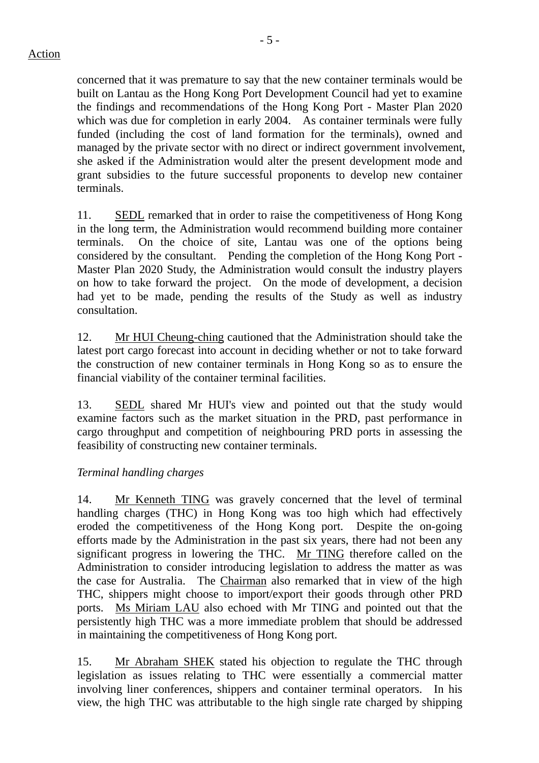Action

concerned that it was premature to say that the new container terminals would be built on Lantau as the Hong Kong Port Development Council had yet to examine the findings and recommendations of the Hong Kong Port - Master Plan 2020 which was due for completion in early 2004. As container terminals were fully funded (including the cost of land formation for the terminals), owned and managed by the private sector with no direct or indirect government involvement, she asked if the Administration would alter the present development mode and grant subsidies to the future successful proponents to develop new container terminals.

11. SEDL remarked that in order to raise the competitiveness of Hong Kong in the long term, the Administration would recommend building more container terminals. On the choice of site, Lantau was one of the options being considered by the consultant. Pending the completion of the Hong Kong Port - Master Plan 2020 Study, the Administration would consult the industry players on how to take forward the project. On the mode of development, a decision had yet to be made, pending the results of the Study as well as industry consultation.

12. Mr HUI Cheung-ching cautioned that the Administration should take the latest port cargo forecast into account in deciding whether or not to take forward the construction of new container terminals in Hong Kong so as to ensure the financial viability of the container terminal facilities.

13. SEDL shared Mr HUI's view and pointed out that the study would examine factors such as the market situation in the PRD, past performance in cargo throughput and competition of neighbouring PRD ports in assessing the feasibility of constructing new container terminals.

*Terminal handling charges*

14. Mr Kenneth TING was gravely concerned that the level of terminal handling charges (THC) in Hong Kong was too high which had effectively eroded the competitiveness of the Hong Kong port. Despite the on-going efforts made by the Administration in the past six years, there had not been any significant progress in lowering the THC. Mr TING therefore called on the Administration to consider introducing legislation to address the matter as was the case for Australia. The Chairman also remarked that in view of the high THC, shippers might choose to import/export their goods through other PRD ports. Ms Miriam LAU also echoed with Mr TING and pointed out that the persistently high THC was a more immediate problem that should be addressed in maintaining the competitiveness of Hong Kong port.

15. Mr Abraham SHEK stated his objection to regulate the THC through legislation as issues relating to THC were essentially a commercial matter involving liner conferences, shippers and container terminal operators. In his view, the high THC was attributable to the high single rate charged by shipping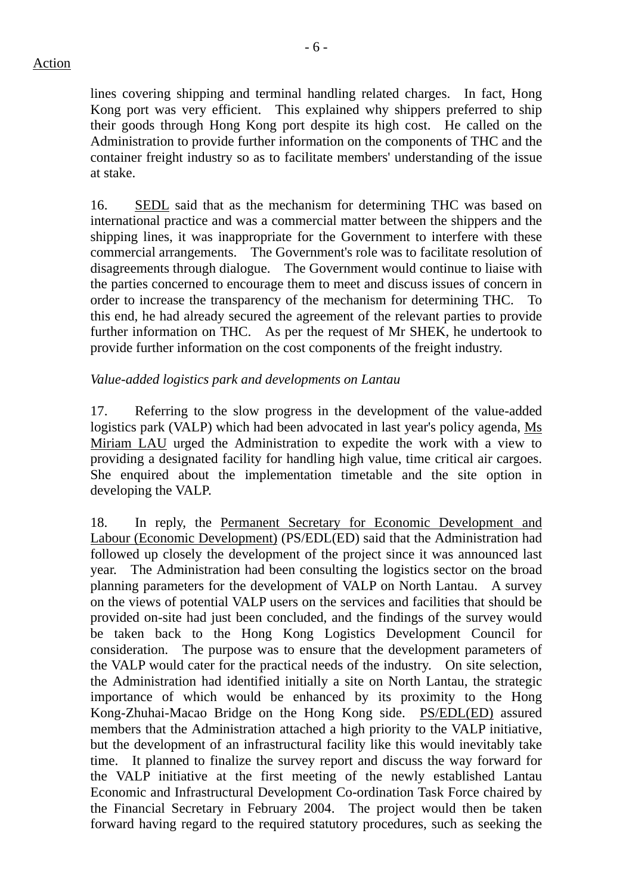Action

lines covering shipping and terminal handling related charges. In fact, Hong Kong port was very efficient. This explained why shippers preferred to ship their goods through Hong Kong port despite its high cost. He called on the Administration to provide further information on the components of THC and the container freight industry so as to facilitate members' understanding of the issue at stake.

16. SEDL said that as the mechanism for determining THC was based on international practice and was a commercial matter between the shippers and the shipping lines, it was inappropriate for the Government to interfere with these commercial arrangements. The Government's role was to facilitate resolution of disagreements through dialogue. The Government would continue to liaise with the parties concerned to encourage them to meet and discuss issues of concern in order to increase the transparency of the mechanism for determining THC. To this end, he had already secured the agreement of the relevant parties to provide further information on THC. As per the request of Mr SHEK, he undertook to provide further information on the cost components of the freight industry.

*Value-added logistics park and developments on Lantau*

17. Referring to the slow progress in the development of the value-added logistics park (VALP) which had been advocated in last year's policy agenda, Ms Miriam LAU urged the Administration to expedite the work with a view to providing a designated facility for handling high value, time critical air cargoes. She enquired about the implementation timetable and the site option in developing the VALP.

18. In reply, the Permanent Secretary for Economic Development and Labour (Economic Development) (PS/EDL(ED) said that the Administration had followed up closely the development of the project since it was announced last year. The Administration had been consulting the logistics sector on the broad planning parameters for the development of VALP on North Lantau. A survey on the views of potential VALP users on the services and facilities that should be provided on-site had just been concluded, and the findings of the survey would be taken back to the Hong Kong Logistics Development Council for consideration. The purpose was to ensure that the development parameters of the VALP would cater for the practical needs of the industry. On site selection, the Administration had identified initially a site on North Lantau, the strategic importance of which would be enhanced by its proximity to the Hong Kong-Zhuhai-Macao Bridge on the Hong Kong side. PS/EDL(ED) assured members that the Administration attached a high priority to the VALP initiative, but the development of an infrastructural facility like this would inevitably take time. It planned to finalize the survey report and discuss the way forward for the VALP initiative at the first meeting of the newly established Lantau Economic and Infrastructural Development Co-ordination Task Force chaired by the Financial Secretary in February 2004. The project would then be taken forward having regard to the required statutory procedures, such as seeking the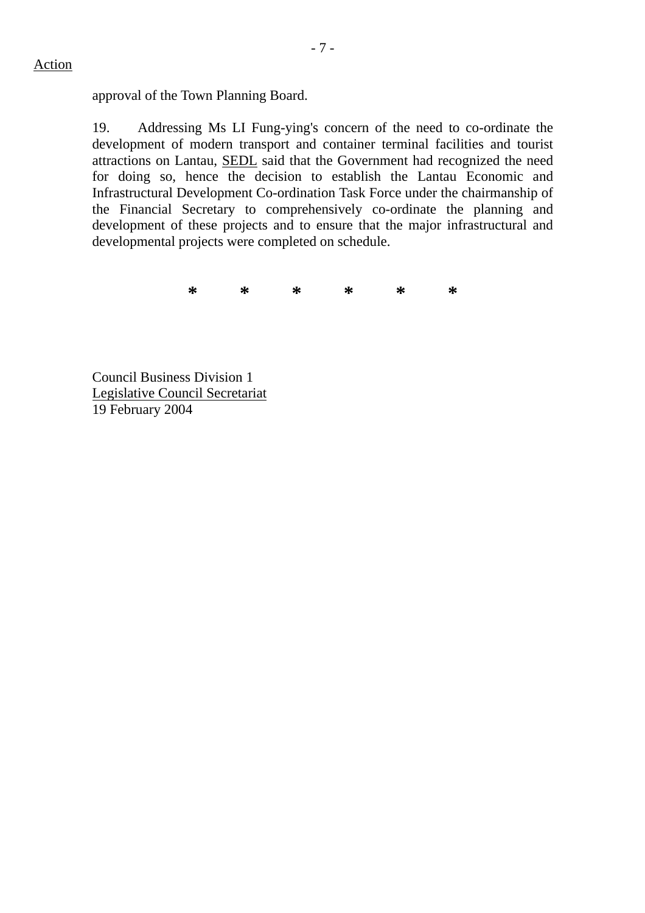Action

approval of the Town Planning Board.

19. Addressing Ms LI Fung-ying's concern of the need to co-ordinate the development of modern transport and container terminal facilities and tourist attractions on Lantau, SEDL said that the Government had recognized the need for doing so, hence the decision to establish the Lantau Economic and Infrastructural Development Co-ordination Task Force under the chairmanship of the Financial Secretary to comprehensively co-ordinate the planning and development of these projects and to ensure that the major infrastructural and developmental projects were completed on schedule.

\* \* \* \* \* \*

Council Business Division 1
Legislative Council Secretariat
19 February 2004